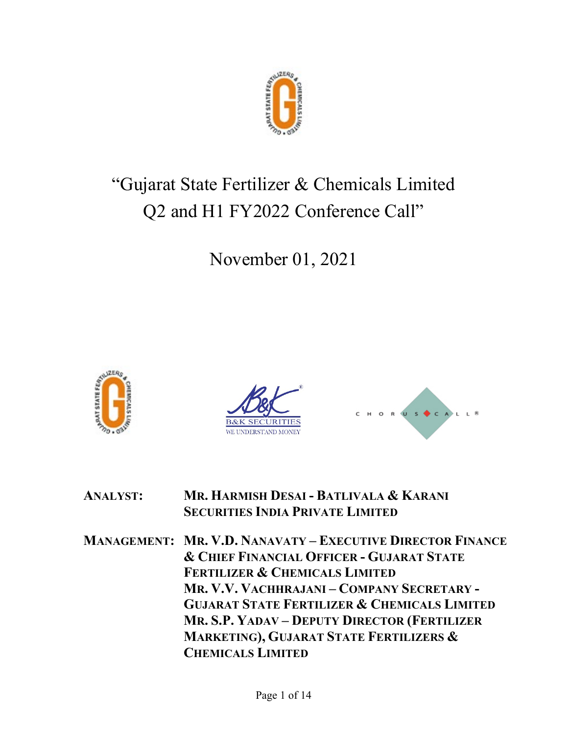# "Gujarat State Fertilizer & Chemicals Limited Q2 and H1 FY2022 Conference Call"

November 01, 2021

**ANALYST:** MR. HARMISH DESAI - BATLIVALA & KARANI SECURITIES INDIA PRIVATE LIMITED

**MANAGEMENT:** MR. V.D. NANAVATY – EXECUTIVE DIRECTOR FINANCE & CHIEF FINANCIAL OFFICER - GUJARAT STATE FERTILIZER & CHEMICALS LIMITED

MR. V.V. VACHHRAJANI – COMPANY SECRETARY - GUJARAT STATE FERTILIZER & CHEMICALS LIMITED

MR. S.P. YADAV – DEPUTY DIRECTOR (FERTILIZER MARKETING), GUJARAT STATE FERTILIZERS & CHEMICALS LIMITED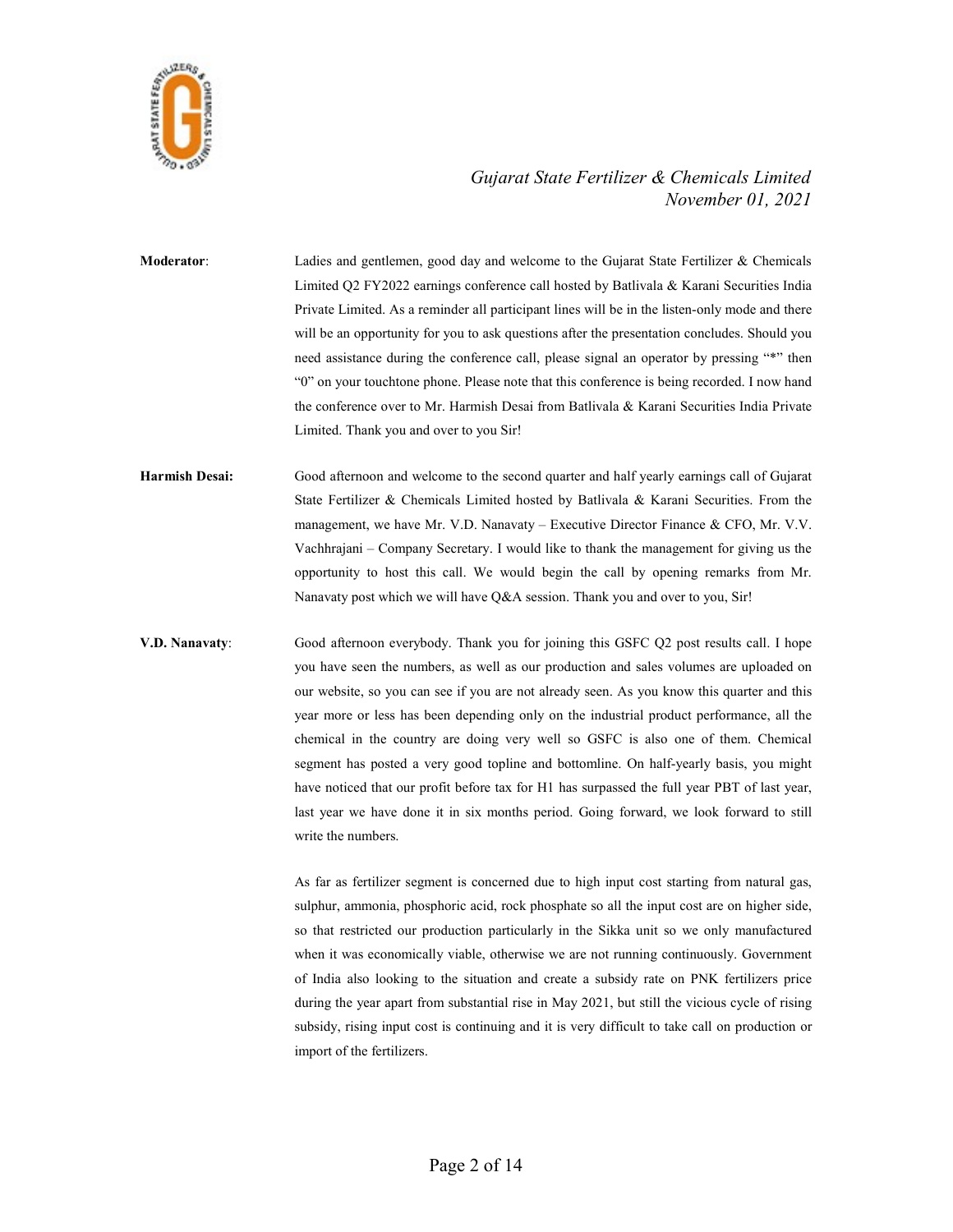**Moderator**: Ladies and gentlemen, good day and welcome to the Gujarat State Fertilizer & Chemicals Limited Q2 FY2022 earnings conference call hosted by Batlivala & Karani Securities India Private Limited. As a reminder all participant lines will be in the listen-only mode and there will be an opportunity for you to ask questions after the presentation concludes. Should you need assistance during the conference call, please signal an operator by pressing "*" then "0" on your touchtone phone. Please note that this conference is being recorded. I now hand the conference over to Mr. Harmish Desai from Batlivala & Karani Securities India Private Limited. Thank you and over to you Sir!

**Harmish Desai:** Good afternoon and welcome to the second quarter and half yearly earnings call of Gujarat State Fertilizer & Chemicals Limited hosted by Batlivala & Karani Securities. From the management, we have Mr. V.D. Nanavaty – Executive Director Finance & CFO, Mr. V.V. Vachhrajani – Company Secretary. I would like to thank the management for giving us the opportunity to host this call. We would begin the call by opening remarks from Mr. Nanavaty post which we will have Q&A session. Thank you and over to you, Sir!

**V.D. Nanavaty**: Good afternoon everybody. Thank you for joining this GSFC Q2 post results call. I hope you have seen the numbers, as well as our production and sales volumes are uploaded on our website, so you can see if you are not already seen. As you know this quarter and this year more or less has been depending only on the industrial product performance, all the chemical in the country are doing very well so GSFC is also one of them. Chemical segment has posted a very good topline and bottomline. On half-yearly basis, you might have noticed that our profit before tax for H1 has surpassed the full year PBT of last year, last year we have done it in six months period. Going forward, we look forward to still write the numbers.

As far as fertilizer segment is concerned due to high input cost starting from natural gas, sulphur, ammonia, phosphoric acid, rock phosphate so all the input cost are on higher side, so that restricted our production particularly in the Sikka unit so we only manufactured when it was economically viable, otherwise we are not running continuously. Government of India also looking to the situation and create a subsidy rate on PNK fertilizers price during the year apart from substantial rise in May 2021, but still the vicious cycle of rising subsidy, rising input cost is continuing and it is very difficult to take call on production or import of the fertilizers.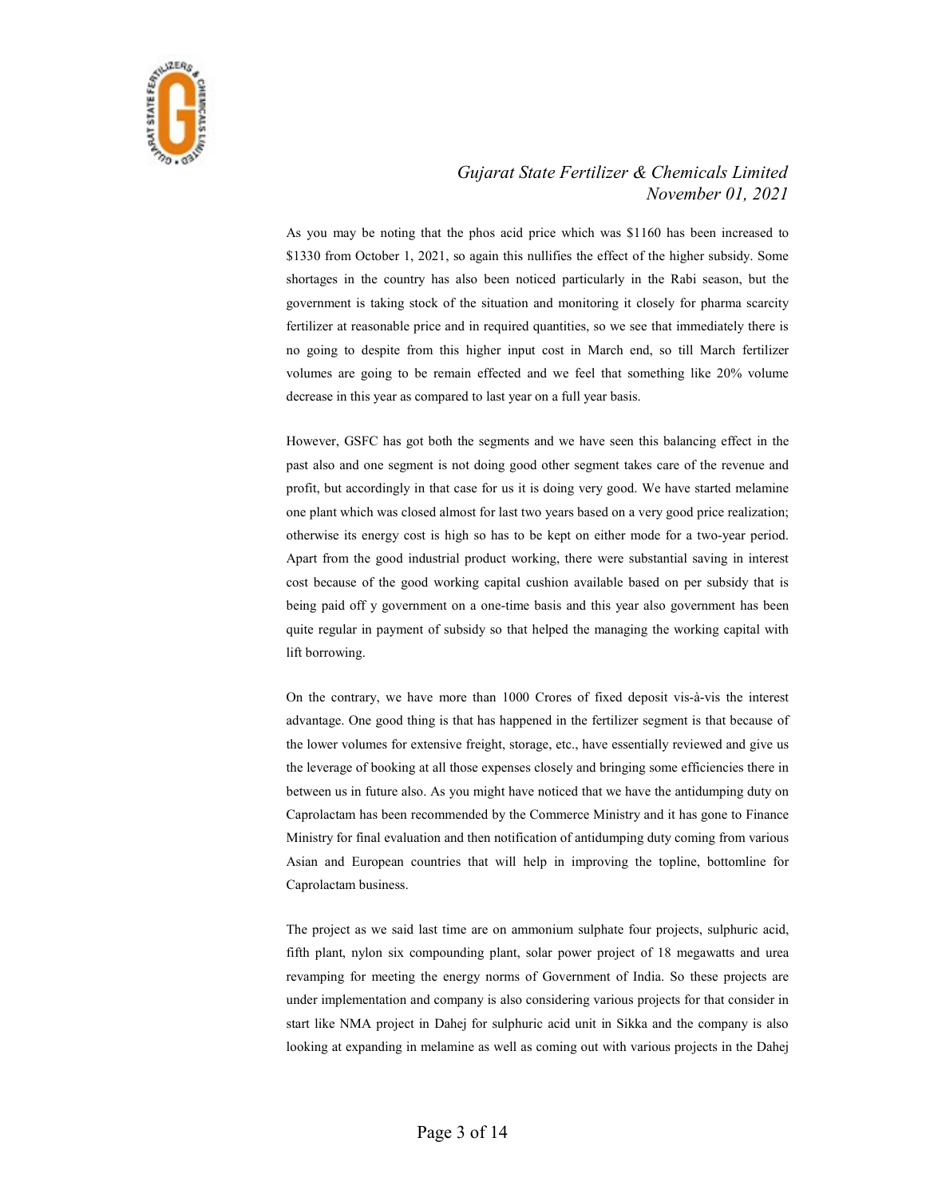As you may be noting that the phos acid price which was $1160 has been increased to $1330 from October 1, 2021, so again this nullifies the effect of the higher subsidy. Some shortages in the country has also been noticed particularly in the Rabi season, but the government is taking stock of the situation and monitoring it closely for pharma scarcity fertilizer at reasonable price and in required quantities, so we see that immediately there is no going to despite from this higher input cost in March end, so till March fertilizer volumes are going to be remain effected and we feel that something like 20% volume decrease in this year as compared to last year on a full year basis.

However, GSFC has got both the segments and we have seen this balancing effect in the past also and one segment is not doing good other segment takes care of the revenue and profit, but accordingly in that case for us it is doing very good. We have started melamine one plant which was closed almost for last two years based on a very good price realization; otherwise its energy cost is high so has to be kept on either mode for a two-year period. Apart from the good industrial product working, there were substantial saving in interest cost because of the good working capital cushion available based on per subsidy that is being paid off y government on a one-time basis and this year also government has been quite regular in payment of subsidy so that helped the managing the working capital with lift borrowing.

On the contrary, we have more than 1000 Crores of fixed deposit vis-à-vis the interest advantage. One good thing is that has happened in the fertilizer segment is that because of the lower volumes for extensive freight, storage, etc., have essentially reviewed and give us the leverage of booking at all those expenses closely and bringing some efficiencies there in between us in future also. As you might have noticed that we have the antidumping duty on Caprolactam has been recommended by the Commerce Ministry and it has gone to Finance Ministry for final evaluation and then notification of antidumping duty coming from various Asian and European countries that will help in improving the topline, bottomline for Caprolactam business.

The project as we said last time are on ammonium sulphate four projects, sulphuric acid, fifth plant, nylon six compounding plant, solar power project of 18 megawatts and urea revamping for meeting the energy norms of Government of India. So these projects are under implementation and company is also considering various projects for that consider in start like NMA project in Dahej for sulphuric acid unit in Sikka and the company is also looking at expanding in melamine as well as coming out with various projects in the Dahej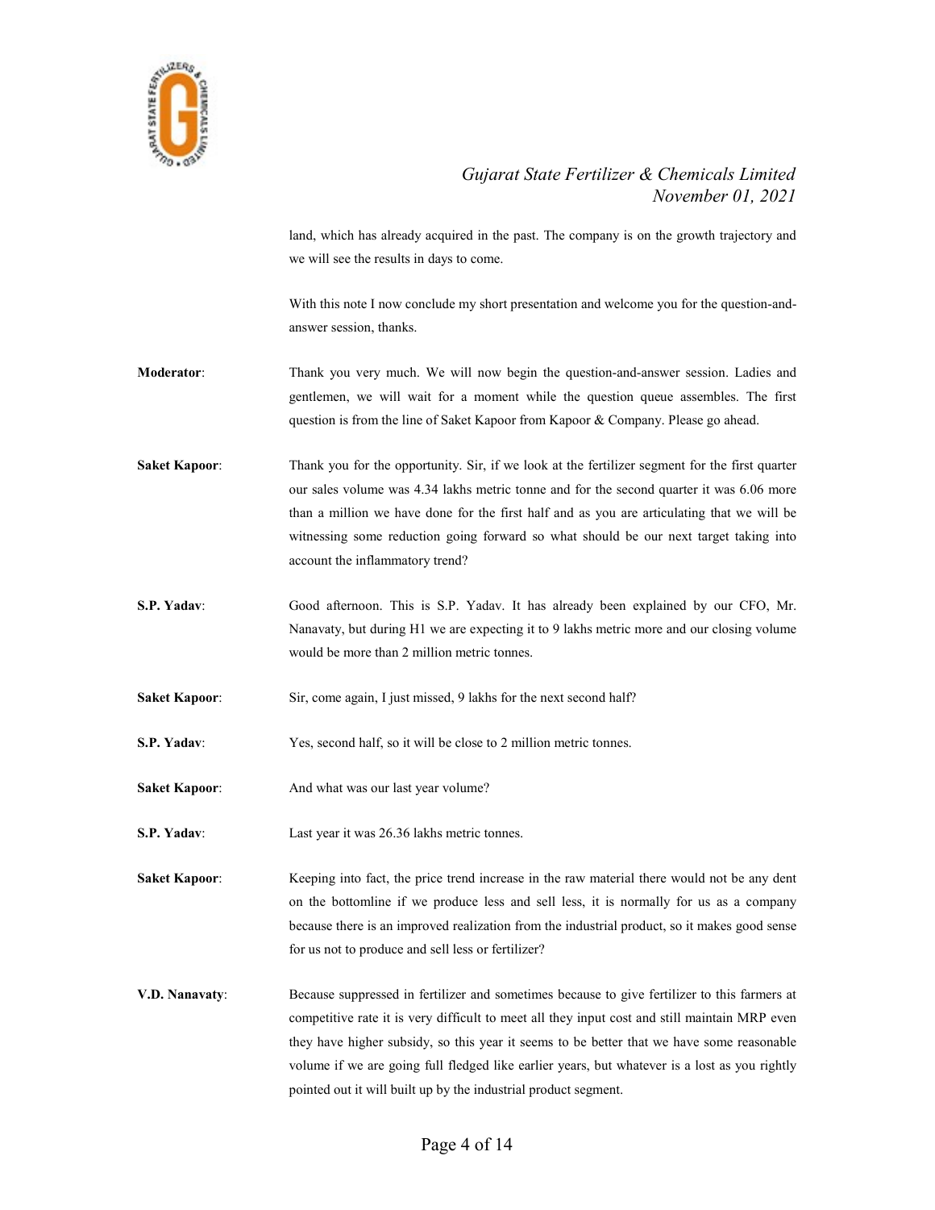land, which has already acquired in the past. The company is on the growth trajectory and we will see the results in days to come.

With this note I now conclude my short presentation and welcome you for the question-and-answer session, thanks.

**Moderator**: Thank you very much. We will now begin the question-and-answer session. Ladies and gentlemen, we will wait for a moment while the question queue assembles. The first question is from the line of Saket Kapoor from Kapoor & Company. Please go ahead.

**Saket Kapoor**: Thank you for the opportunity. Sir, if we look at the fertilizer segment for the first quarter our sales volume was 4.34 lakhs metric tonne and for the second quarter it was 6.06 more than a million we have done for the first half and as you are articulating that we will be witnessing some reduction going forward so what should be our next target taking into account the inflammatory trend?

**S.P. Yadav**: Good afternoon. This is S.P. Yadav. It has already been explained by our CFO, Mr. Nanavaty, but during H1 we are expecting it to 9 lakhs metric more and our closing volume would be more than 2 million metric tonnes.

**Saket Kapoor**: Sir, come again, I just missed, 9 lakhs for the next second half?

**S.P. Yadav**: Yes, second half, so it will be close to 2 million metric tonnes.

**Saket Kapoor**: And what was our last year volume?

**S.P. Yadav**: Last year it was 26.36 lakhs metric tonnes.

**Saket Kapoor**: Keeping into fact, the price trend increase in the raw material there would not be any dent on the bottomline if we produce less and sell less, it is normally for us as a company because there is an improved realization from the industrial product, so it makes good sense for us not to produce and sell less or fertilizer?

**V.D. Nanavaty**: Because suppressed in fertilizer and sometimes because to give fertilizer to this farmers at competitive rate it is very difficult to meet all they input cost and still maintain MRP even they have higher subsidy, so this year it seems to be better that we have some reasonable volume if we are going full fledged like earlier years, but whatever is a lost as you rightly pointed out it will built up by the industrial product segment.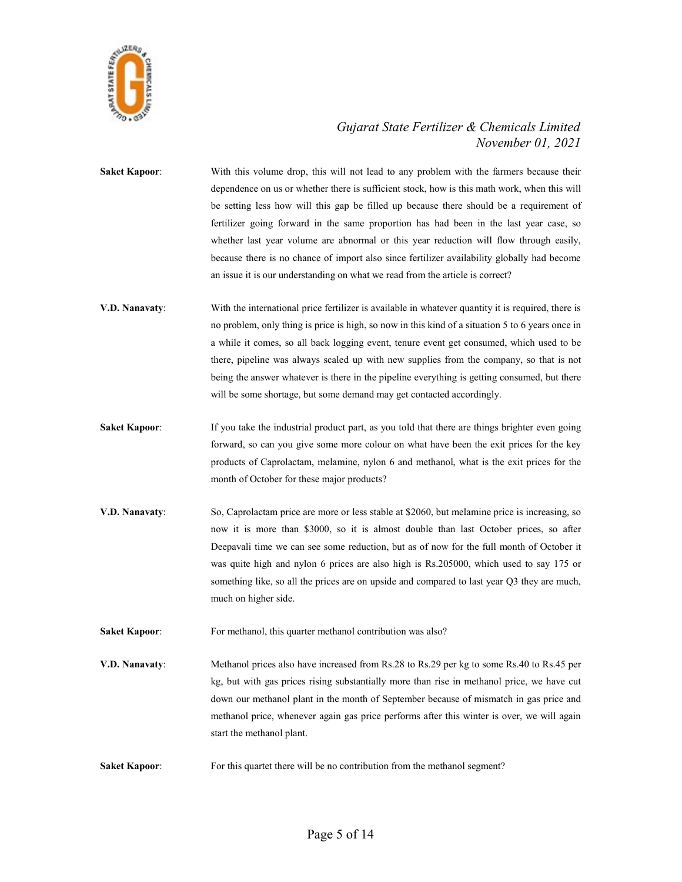**Saket Kapoor**: With this volume drop, this will not lead to any problem with the farmers because their dependence on us or whether there is sufficient stock, how is this math work, when this will be setting less how will this gap be filled up because there should be a requirement of fertilizer going forward in the same proportion has had been in the last year case, so whether last year volume are abnormal or this year reduction will flow through easily, because there is no chance of import also since fertilizer availability globally had become an issue it is our understanding on what we read from the article is correct?

**V.D. Nanavaty**: With the international price fertilizer is available in whatever quantity it is required, there is no problem, only thing is price is high, so now in this kind of a situation 5 to 6 years once in a while it comes, so all back logging event, tenure event get consumed, which used to be there, pipeline was always scaled up with new supplies from the company, so that is not being the answer whatever is there in the pipeline everything is getting consumed, but there will be some shortage, but some demand may get contacted accordingly.

**Saket Kapoor**: If you take the industrial product part, as you told that there are things brighter even going forward, so can you give some more colour on what have been the exit prices for the key products of Caprolactam, melamine, nylon 6 and methanol, what is the exit prices for the month of October for these major products?

**V.D. Nanavaty**: So, Caprolactam price are more or less stable at $2060, but melamine price is increasing, so now it is more than $3000, so it is almost double than last October prices, so after Deepavali time we can see some reduction, but as of now for the full month of October it was quite high and nylon 6 prices are also high is Rs.205000, which used to say 175 or something like, so all the prices are on upside and compared to last year Q3 they are much, much on higher side.

**Saket Kapoor**: For methanol, this quarter methanol contribution was also?

**V.D. Nanavaty**: Methanol prices also have increased from Rs.28 to Rs.29 per kg to some Rs.40 to Rs.45 per kg, but with gas prices rising substantially more than rise in methanol price, we have cut down our methanol plant in the month of September because of mismatch in gas price and methanol price, whenever again gas price performs after this winter is over, we will again start the methanol plant.

**Saket Kapoor**: For this quartet there will be no contribution from the methanol segment?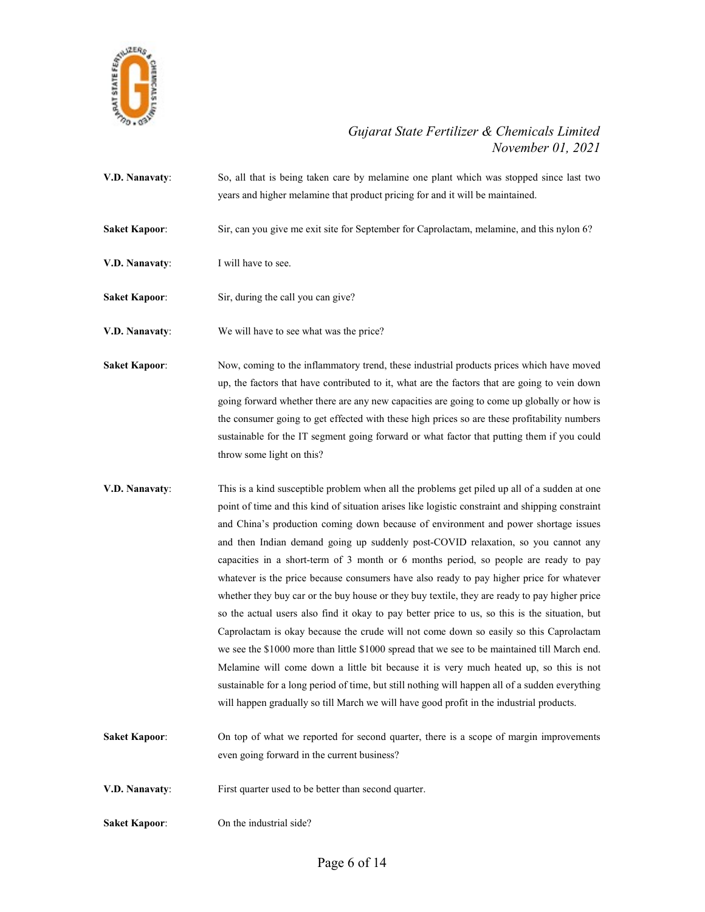**V.D. Nanavaty**: So, all that is being taken care by melamine one plant which was stopped since last two years and higher melamine that product pricing for and it will be maintained.

**Saket Kapoor**: Sir, can you give me exit site for September for Caprolactam, melamine, and this nylon 6?

**V.D. Nanavaty**: I will have to see.

**Saket Kapoor**: Sir, during the call you can give?

**V.D. Nanavaty**: We will have to see what was the price?

**Saket Kapoor**: Now, coming to the inflammatory trend, these industrial products prices which have moved up, the factors that have contributed to it, what are the factors that are going to vein down going forward whether there are any new capacities are going to come up globally or how is the consumer going to get effected with these high prices so are these profitability numbers sustainable for the IT segment going forward or what factor that putting them if you could throw some light on this?

**V.D. Nanavaty**: This is a kind susceptible problem when all the problems get piled up all of a sudden at one point of time and this kind of situation arises like logistic constraint and shipping constraint and China's production coming down because of environment and power shortage issues and then Indian demand going up suddenly post-COVID relaxation, so you cannot any capacities in a short-term of 3 month or 6 months period, so people are ready to pay whatever is the price because consumers have also ready to pay higher price for whatever whether they buy car or the buy house or they buy textile, they are ready to pay higher price so the actual users also find it okay to pay better price to us, so this is the situation, but Caprolactam is okay because the crude will not come down so easily so this Caprolactam we see the $1000 more than little $1000 spread that we see to be maintained till March end. Melamine will come down a little bit because it is very much heated up, so this is not sustainable for a long period of time, but still nothing will happen all of a sudden everything will happen gradually so till March we will have good profit in the industrial products.

**Saket Kapoor**: On top of what we reported for second quarter, there is a scope of margin improvements even going forward in the current business?

**V.D. Nanavaty**: First quarter used to be better than second quarter.

**Saket Kapoor**: On the industrial side?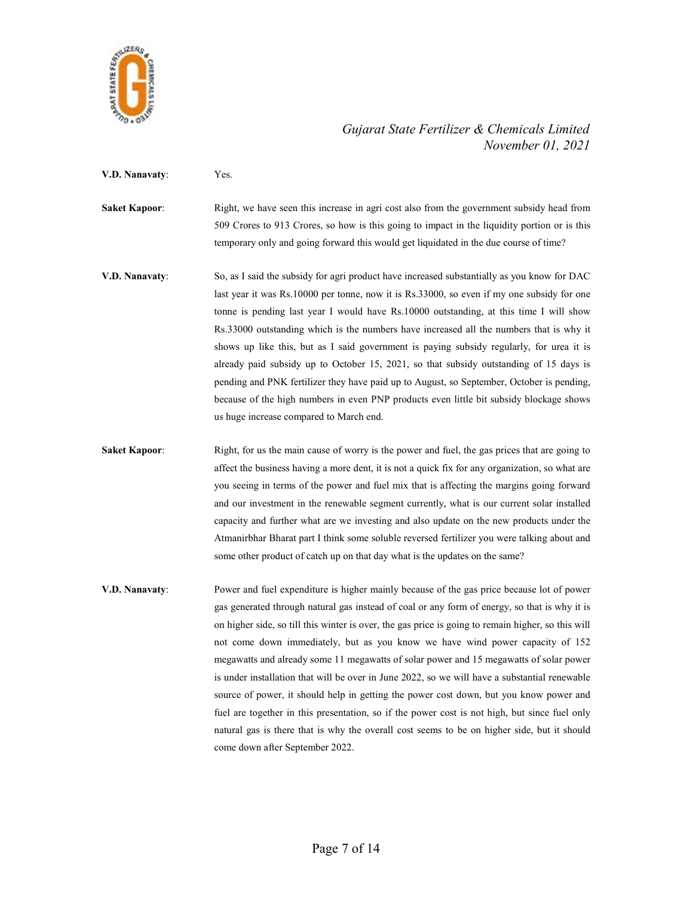**V.D. Nanavaty**: Yes.

**Saket Kapoor**: Right, we have seen this increase in agri cost also from the government subsidy head from 509 Crores to 913 Crores, so how is this going to impact in the liquidity portion or is this temporary only and going forward this would get liquidated in the due course of time?

**V.D. Nanavaty**: So, as I said the subsidy for agri product have increased substantially as you know for DAC last year it was Rs.10000 per tonne, now it is Rs.33000, so even if my one subsidy for one tonne is pending last year I would have Rs.10000 outstanding, at this time I will show Rs.33000 outstanding which is the numbers have increased all the numbers that is why it shows up like this, but as I said government is paying subsidy regularly, for urea it is already paid subsidy up to October 15, 2021, so that subsidy outstanding of 15 days is pending and PNK fertilizer they have paid up to August, so September, October is pending, because of the high numbers in even PNP products even little bit subsidy blockage shows us huge increase compared to March end.

**Saket Kapoor**: Right, for us the main cause of worry is the power and fuel, the gas prices that are going to affect the business having a more dent, it is not a quick fix for any organization, so what are you seeing in terms of the power and fuel mix that is affecting the margins going forward and our investment in the renewable segment currently, what is our current solar installed capacity and further what are we investing and also update on the new products under the Atmanirbhar Bharat part I think some soluble reversed fertilizer you were talking about and some other product of catch up on that day what is the updates on the same?

**V.D. Nanavaty**: Power and fuel expenditure is higher mainly because of the gas price because lot of power gas generated through natural gas instead of coal or any form of energy, so that is why it is on higher side, so till this winter is over, the gas price is going to remain higher, so this will not come down immediately, but as you know we have wind power capacity of 152 megawatts and already some 11 megawatts of solar power and 15 megawatts of solar power is under installation that will be over in June 2022, so we will have a substantial renewable source of power, it should help in getting the power cost down, but you know power and fuel are together in this presentation, so if the power cost is not high, but since fuel only natural gas is there that is why the overall cost seems to be on higher side, but it should come down after September 2022.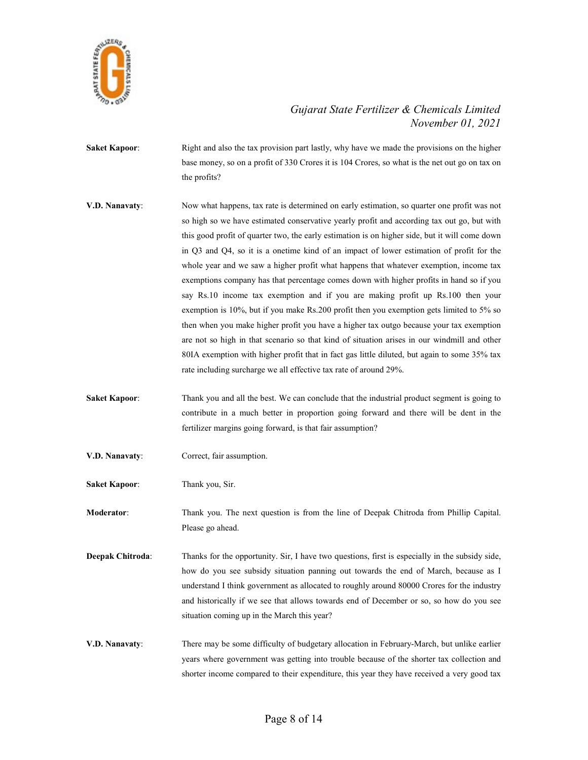**Saket Kapoor**: Right and also the tax provision part lastly, why have we made the provisions on the higher base money, so on a profit of 330 Crores it is 104 Crores, so what is the net out go on tax on the profits?

**V.D. Nanavaty**: Now what happens, tax rate is determined on early estimation, so quarter one profit was not so high so we have estimated conservative yearly profit and according tax out go, but with this good profit of quarter two, the early estimation is on higher side, but it will come down in Q3 and Q4, so it is a onetime kind of an impact of lower estimation of profit for the whole year and we saw a higher profit what happens that whatever exemption, income tax exemptions company has that percentage comes down with higher profits in hand so if you say Rs.10 income tax exemption and if you are making profit up Rs.100 then your exemption is 10%, but if you make Rs.200 profit then you exemption gets limited to 5% so then when you make higher profit you have a higher tax outgo because your tax exemption are not so high in that scenario so that kind of situation arises in our windmill and other 80IA exemption with higher profit that in fact gas little diluted, but again to some 35% tax rate including surcharge we all effective tax rate of around 29%.

**Saket Kapoor**: Thank you and all the best. We can conclude that the industrial product segment is going to contribute in a much better in proportion going forward and there will be dent in the fertilizer margins going forward, is that fair assumption?

**V.D. Nanavaty**: Correct, fair assumption.

**Saket Kapoor**: Thank you, Sir.

**Moderator**: Thank you. The next question is from the line of Deepak Chitroda from Phillip Capital. Please go ahead.

**Deepak Chitroda**: Thanks for the opportunity. Sir, I have two questions, first is especially in the subsidy side, how do you see subsidy situation panning out towards the end of March, because as I understand I think government as allocated to roughly around 80000 Crores for the industry and historically if we see that allows towards end of December or so, so how do you see situation coming up in the March this year?

**V.D. Nanavaty**: There may be some difficulty of budgetary allocation in February-March, but unlike earlier years where government was getting into trouble because of the shorter tax collection and shorter income compared to their expenditure, this year they have received a very good tax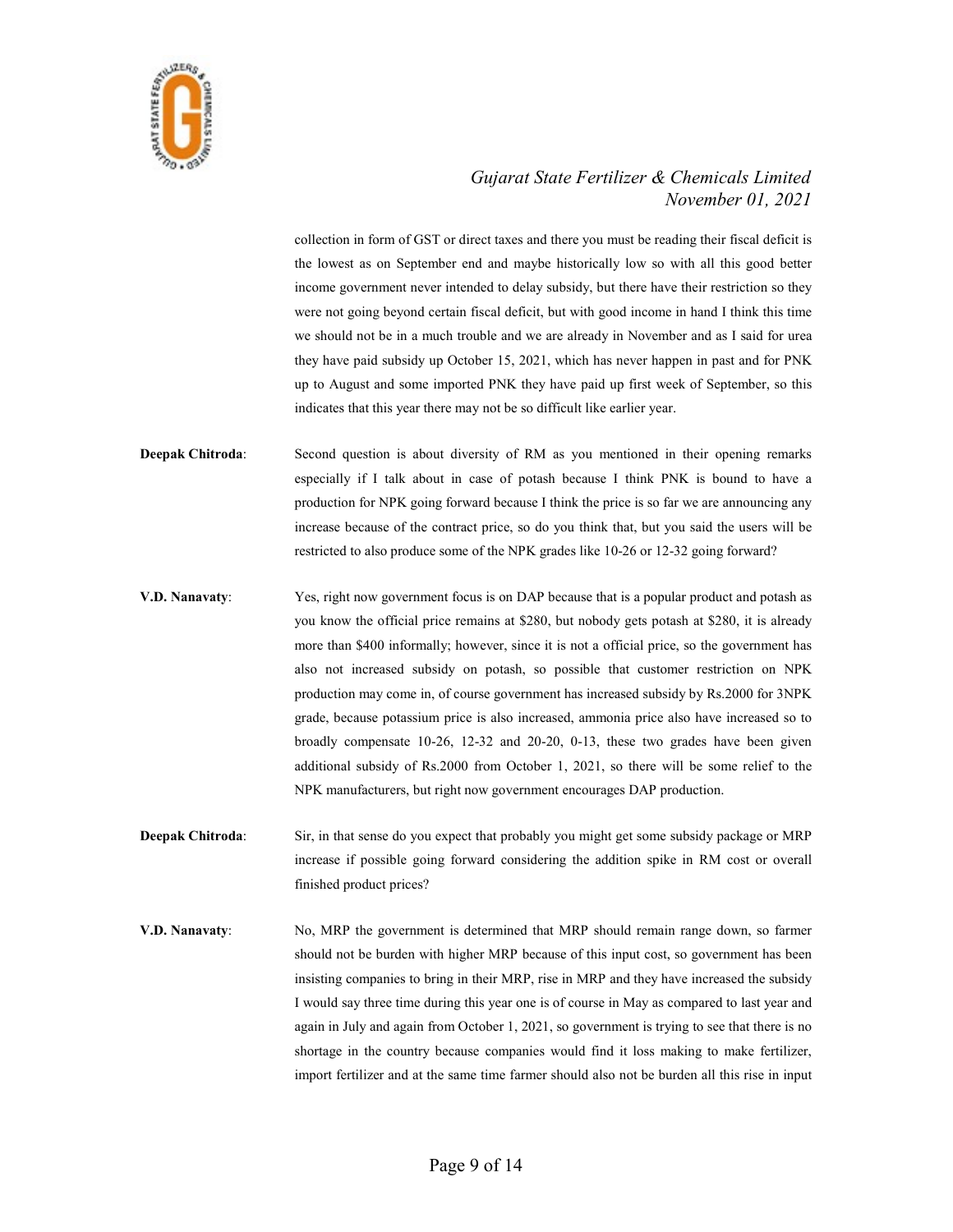collection in form of GST or direct taxes and there you must be reading their fiscal deficit is the lowest as on September end and maybe historically low so with all this good better income government never intended to delay subsidy, but there have their restriction so they were not going beyond certain fiscal deficit, but with good income in hand I think this time we should not be in a much trouble and we are already in November and as I said for urea they have paid subsidy up October 15, 2021, which has never happen in past and for PNK up to August and some imported PNK they have paid up first week of September, so this indicates that this year there may not be so difficult like earlier year.

**Deepak Chitroda**: Second question is about diversity of RM as you mentioned in their opening remarks especially if I talk about in case of potash because I think PNK is bound to have a production for NPK going forward because I think the price is so far we are announcing any increase because of the contract price, so do you think that, but you said the users will be restricted to also produce some of the NPK grades like 10-26 or 12-32 going forward?

**V.D. Nanavaty**: Yes, right now government focus is on DAP because that is a popular product and potash as you know the official price remains at $280, but nobody gets potash at $280, it is already more than $400 informally; however, since it is not a official price, so the government has also not increased subsidy on potash, so possible that customer restriction on NPK production may come in, of course government has increased subsidy by Rs.2000 for 3NPK grade, because potassium price is also increased, ammonia price also have increased so to broadly compensate 10-26, 12-32 and 20-20, 0-13, these two grades have been given additional subsidy of Rs.2000 from October 1, 2021, so there will be some relief to the NPK manufacturers, but right now government encourages DAP production.

**Deepak Chitroda**: Sir, in that sense do you expect that probably you might get some subsidy package or MRP increase if possible going forward considering the addition spike in RM cost or overall finished product prices?

**V.D. Nanavaty**: No, MRP the government is determined that MRP should remain range down, so farmer should not be burden with higher MRP because of this input cost, so government has been insisting companies to bring in their MRP, rise in MRP and they have increased the subsidy I would say three time during this year one is of course in May as compared to last year and again in July and again from October 1, 2021, so government is trying to see that there is no shortage in the country because companies would find it loss making to make fertilizer, import fertilizer and at the same time farmer should also not be burden all this rise in input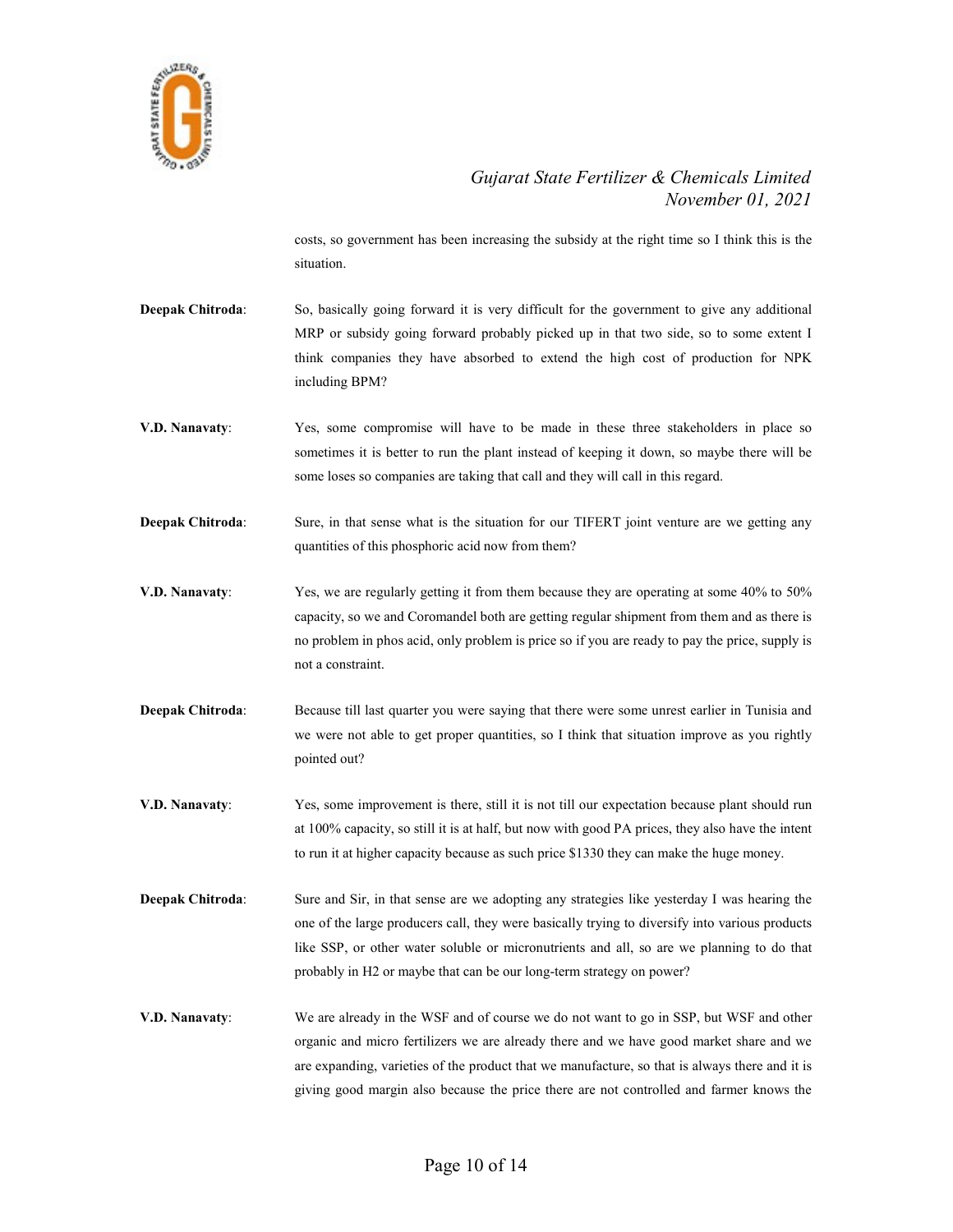costs, so government has been increasing the subsidy at the right time so I think this is the situation.

**Deepak Chitroda**: So, basically going forward it is very difficult for the government to give any additional MRP or subsidy going forward probably picked up in that two side, so to some extent I think companies they have absorbed to extend the high cost of production for NPK including BPM?

**V.D. Nanavaty**: Yes, some compromise will have to be made in these three stakeholders in place so sometimes it is better to run the plant instead of keeping it down, so maybe there will be some loses so companies are taking that call and they will call in this regard.

**Deepak Chitroda**: Sure, in that sense what is the situation for our TIFERT joint venture are we getting any quantities of this phosphoric acid now from them?

**V.D. Nanavaty**: Yes, we are regularly getting it from them because they are operating at some 40% to 50% capacity, so we and Coromandel both are getting regular shipment from them and as there is no problem in phos acid, only problem is price so if you are ready to pay the price, supply is not a constraint.

**Deepak Chitroda**: Because till last quarter you were saying that there were some unrest earlier in Tunisia and we were not able to get proper quantities, so I think that situation improve as you rightly pointed out?

**V.D. Nanavaty**: Yes, some improvement is there, still it is not till our expectation because plant should run at 100% capacity, so still it is at half, but now with good PA prices, they also have the intent to run it at higher capacity because as such price $1330 they can make the huge money.

**Deepak Chitroda**: Sure and Sir, in that sense are we adopting any strategies like yesterday I was hearing the one of the large producers call, they were basically trying to diversify into various products like SSP, or other water soluble or micronutrients and all, so are we planning to do that probably in H2 or maybe that can be our long-term strategy on power?

**V.D. Nanavaty**: We are already in the WSF and of course we do not want to go in SSP, but WSF and other organic and micro fertilizers we are already there and we have good market share and we are expanding, varieties of the product that we manufacture, so that is always there and it is giving good margin also because the price there are not controlled and farmer knows the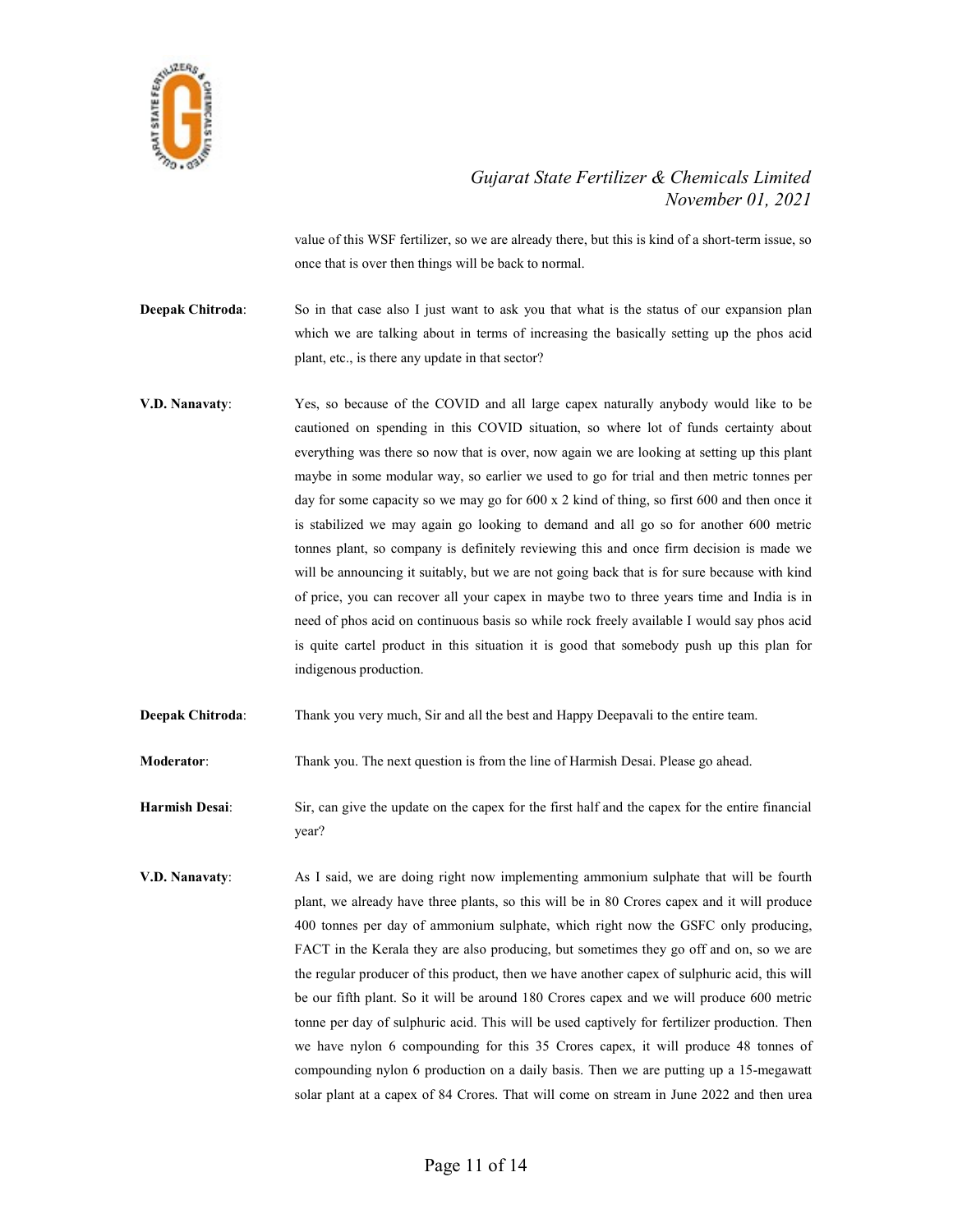value of this WSF fertilizer, so we are already there, but this is kind of a short-term issue, so once that is over then things will be back to normal.

**Deepak Chitroda**: So in that case also I just want to ask you that what is the status of our expansion plan which we are talking about in terms of increasing the basically setting up the phos acid plant, etc., is there any update in that sector?

**V.D. Nanavaty**: Yes, so because of the COVID and all large capex naturally anybody would like to be cautioned on spending in this COVID situation, so where lot of funds certainty about everything was there so now that is over, now again we are looking at setting up this plant maybe in some modular way, so earlier we used to go for trial and then metric tonnes per day for some capacity so we may go for 600 x 2 kind of thing, so first 600 and then once it is stabilized we may again go looking to demand and all go so for another 600 metric tonnes plant, so company is definitely reviewing this and once firm decision is made we will be announcing it suitably, but we are not going back that is for sure because with kind of price, you can recover all your capex in maybe two to three years time and India is in need of phos acid on continuous basis so while rock freely available I would say phos acid is quite cartel product in this situation it is good that somebody push up this plan for indigenous production.

**Deepak Chitroda**: Thank you very much, Sir and all the best and Happy Deepavali to the entire team.

**Moderator**: Thank you. The next question is from the line of Harmish Desai. Please go ahead.

**Harmish Desai**: Sir, can give the update on the capex for the first half and the capex for the entire financial year?

**V.D. Nanavaty**: As I said, we are doing right now implementing ammonium sulphate that will be fourth plant, we already have three plants, so this will be in 80 Crores capex and it will produce 400 tonnes per day of ammonium sulphate, which right now the GSFC only producing, FACT in the Kerala they are also producing, but sometimes they go off and on, so we are the regular producer of this product, then we have another capex of sulphuric acid, this will be our fifth plant. So it will be around 180 Crores capex and we will produce 600 metric tonne per day of sulphuric acid. This will be used captively for fertilizer production. Then we have nylon 6 compounding for this 35 Crores capex, it will produce 48 tonnes of compounding nylon 6 production on a daily basis. Then we are putting up a 15-megawatt solar plant at a capex of 84 Crores. That will come on stream in June 2022 and then urea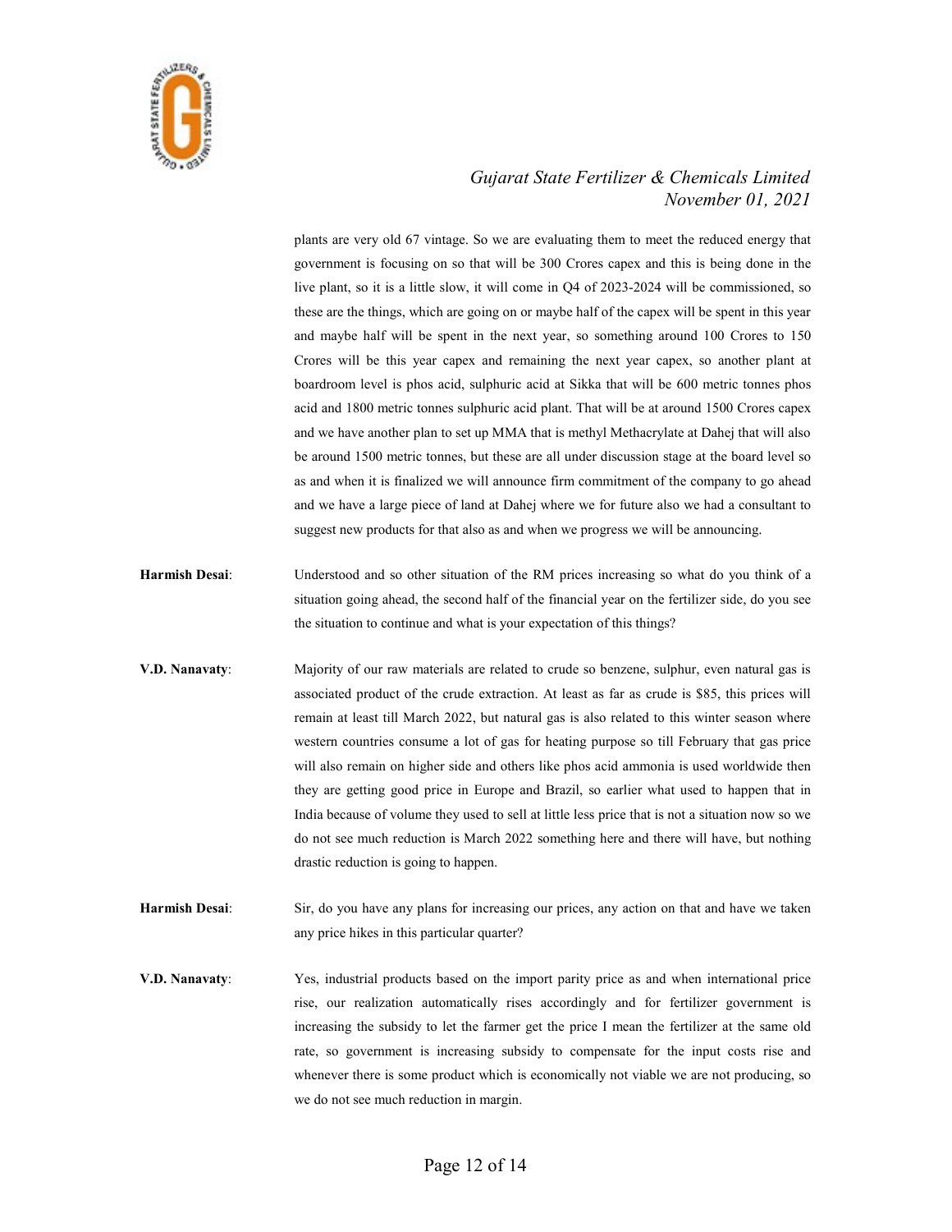plants are very old 67 vintage. So we are evaluating them to meet the reduced energy that government is focusing on so that will be 300 Crores capex and this is being done in the live plant, so it is a little slow, it will come in Q4 of 2023-2024 will be commissioned, so these are the things, which are going on or maybe half of the capex will be spent in this year and maybe half will be spent in the next year, so something around 100 Crores to 150 Crores will be this year capex and remaining the next year capex, so another plant at boardroom level is phos acid, sulphuric acid at Sikka that will be 600 metric tonnes phos acid and 1800 metric tonnes sulphuric acid plant. That will be at around 1500 Crores capex and we have another plan to set up MMA that is methyl Methacrylate at Dahej that will also be around 1500 metric tonnes, but these are all under discussion stage at the board level so as and when it is finalized we will announce firm commitment of the company to go ahead and we have a large piece of land at Dahej where we for future also we had a consultant to suggest new products for that also as and when we progress we will be announcing.

**Harmish Desai**: Understood and so other situation of the RM prices increasing so what do you think of a situation going ahead, the second half of the financial year on the fertilizer side, do you see the situation to continue and what is your expectation of this things?

**V.D. Nanavaty**: Majority of our raw materials are related to crude so benzene, sulphur, even natural gas is associated product of the crude extraction. At least as far as crude is $85, this prices will remain at least till March 2022, but natural gas is also related to this winter season where western countries consume a lot of gas for heating purpose so till February that gas price will also remain on higher side and others like phos acid ammonia is used worldwide then they are getting good price in Europe and Brazil, so earlier what used to happen that in India because of volume they used to sell at little less price that is not a situation now so we do not see much reduction is March 2022 something here and there will have, but nothing drastic reduction is going to happen.

**Harmish Desai**: Sir, do you have any plans for increasing our prices, any action on that and have we taken any price hikes in this particular quarter?

**V.D. Nanavaty**: Yes, industrial products based on the import parity price as and when international price rise, our realization automatically rises accordingly and for fertilizer government is increasing the subsidy to let the farmer get the price I mean the fertilizer at the same old rate, so government is increasing subsidy to compensate for the input costs rise and whenever there is some product which is economically not viable we are not producing, so we do not see much reduction in margin.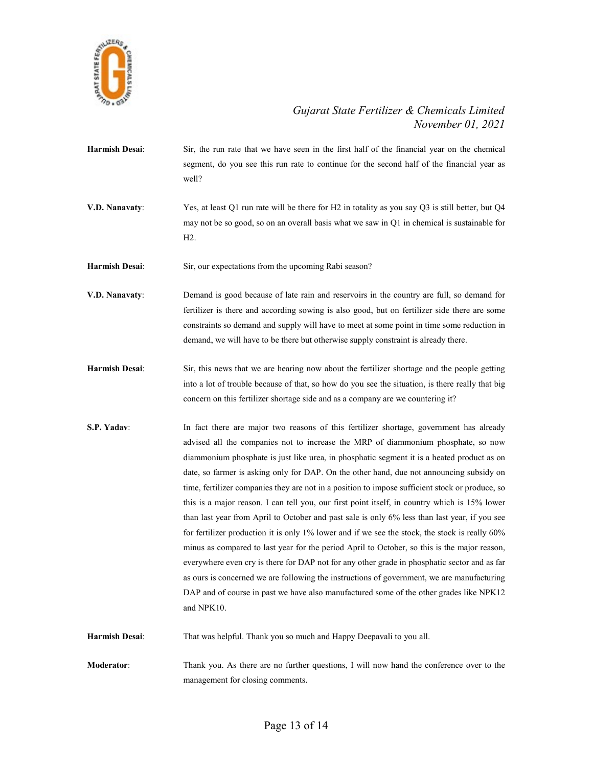**Harmish Desai**: Sir, the run rate that we have seen in the first half of the financial year on the chemical segment, do you see this run rate to continue for the second half of the financial year as well?

**V.D. Nanavaty**: Yes, at least Q1 run rate will be there for H2 in totality as you say Q3 is still better, but Q4 may not be so good, so on an overall basis what we saw in Q1 in chemical is sustainable for H2.

**Harmish Desai**: Sir, our expectations from the upcoming Rabi season?

**V.D. Nanavaty**: Demand is good because of late rain and reservoirs in the country are full, so demand for fertilizer is there and according sowing is also good, but on fertilizer side there are some constraints so demand and supply will have to meet at some point in time some reduction in demand, we will have to be there but otherwise supply constraint is already there.

**Harmish Desai**: Sir, this news that we are hearing now about the fertilizer shortage and the people getting into a lot of trouble because of that, so how do you see the situation, is there really that big concern on this fertilizer shortage side and as a company are we countering it?

**S.P. Yadav**: In fact there are major two reasons of this fertilizer shortage, government has already advised all the companies not to increase the MRP of diammonium phosphate, so now diammonium phosphate is just like urea, in phosphatic segment it is a heated product as on date, so farmer is asking only for DAP. On the other hand, due not announcing subsidy on time, fertilizer companies they are not in a position to impose sufficient stock or produce, so this is a major reason. I can tell you, our first point itself, in country which is 15% lower than last year from April to October and past sale is only 6% less than last year, if you see for fertilizer production it is only 1% lower and if we see the stock, the stock is really 60% minus as compared to last year for the period April to October, so this is the major reason, everywhere even cry is there for DAP not for any other grade in phosphatic sector and as far as ours is concerned we are following the instructions of government, we are manufacturing DAP and of course in past we have also manufactured some of the other grades like NPK12 and NPK10.

**Harmish Desai**: That was helpful. Thank you so much and Happy Deepavali to you all.

**Moderator**: Thank you. As there are no further questions, I will now hand the conference over to the management for closing comments.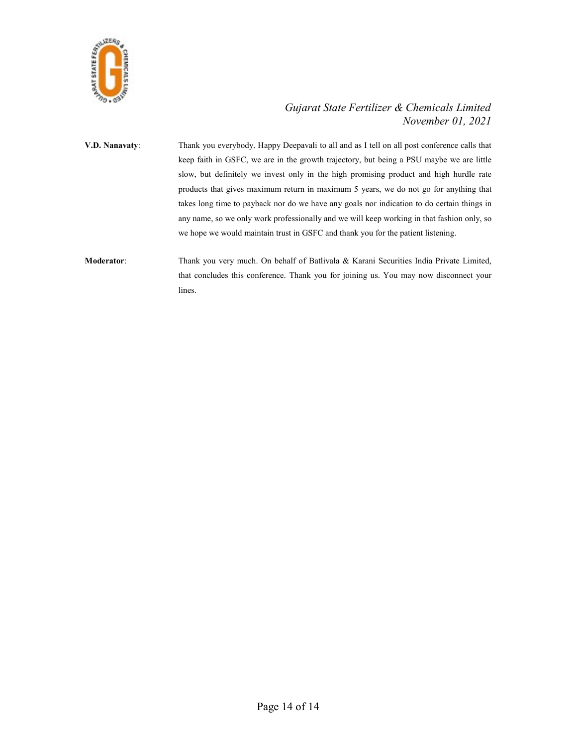**V.D. Nanavaty**: Thank you everybody. Happy Deepavali to all and as I tell on all post conference calls that keep faith in GSFC, we are in the growth trajectory, but being a PSU maybe we are little slow, but definitely we invest only in the high promising product and high hurdle rate products that gives maximum return in maximum 5 years, we do not go for anything that takes long time to payback nor do we have any goals nor indication to do certain things in any name, so we only work professionally and we will keep working in that fashion only, so we hope we would maintain trust in GSFC and thank you for the patient listening.

**Moderator**: Thank you very much. On behalf of Batlivala & Karani Securities India Private Limited, that concludes this conference. Thank you for joining us. You may now disconnect your lines.